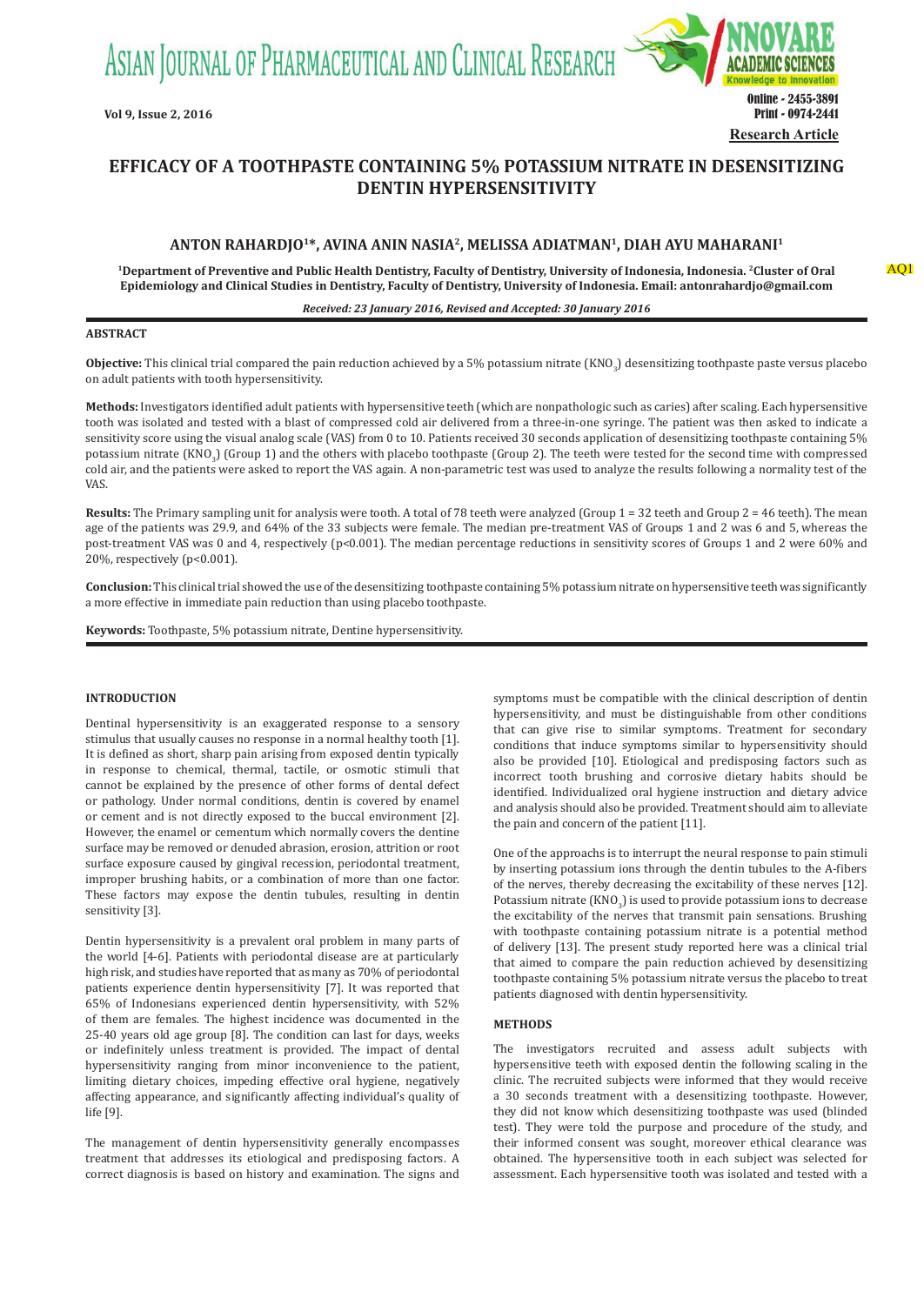Research Article

# EFFICACY OF A TOOTHPASTE CONTAINING 5% POTASSIUM NITRATE IN DESENSITIZING DENTIN HYPERSENSITIVITY

**ANTON RAHARDJO[1]*, AVINA ANIN NASIA[2], MELISSA ADIATMAN[1], DIAH AYU MAHARANI[1]**

[1]Department of Preventive and Public Health Dentistry, Faculty of Dentistry, University of Indonesia, Indonesia. [2]Cluster of Oral Epidemiology and Clinical Studies in Dentistry, Faculty of Dentistry, University of Indonesia. Email: antonrahardjo@gmail.com

*Received: 23 January 2016, Revised and Accepted: 30 January 2016*

## ABSTRACT

**Objective:** This clinical trial compared the pain reduction achieved by a 5% potassium nitrate ($KNO_3$) desensitizing toothpaste paste versus placebo on adult patients with tooth hypersensitivity.

**Methods:** Investigators identified adult patients with hypersensitive teeth (which are nonpathologic such as caries) after scaling. Each hypersensitive tooth was isolated and tested with a blast of compressed cold air delivered from a three-in-one syringe. The patient was then asked to indicate a sensitivity score using the visual analog scale (VAS) from 0 to 10. Patients received 30 seconds application of desensitizing toothpaste containing 5% potassium nitrate ($KNO_3$) (Group 1) and the others with placebo toothpaste (Group 2). The teeth were tested for the second time with compressed cold air, and the patients were asked to report the VAS again. A non-parametric test was used to analyze the results following a normality test of the VAS.

**Results:** The Primary sampling unit for analysis were tooth. A total of 78 teeth were analyzed (Group 1 = 32 teeth and Group 2 = 46 teeth). The mean age of the patients was 29.9, and 64% of the 33 subjects were female. The median pre-treatment VAS of Groups 1 and 2 was 6 and 5, whereas the post-treatment VAS was 0 and 4, respectively ($p<0.001$). The median percentage reductions in sensitivity scores of Groups 1 and 2 were 60% and 20%, respectively ($p<0.001$).

**Conclusion:** This clinical trial showed the use of the desensitizing toothpaste containing 5% potassium nitrate on hypersensitive teeth was significantly a more effective in immediate pain reduction than using placebo toothpaste.

**Keywords:** Toothpaste, 5% potassium nitrate, Dentine hypersensitivity.

## INTRODUCTION

Dentinal hypersensitivity is an exaggerated response to a sensory stimulus that usually causes no response in a normal healthy tooth [1]. It is defined as short, sharp pain arising from exposed dentin typically in response to chemical, thermal, tactile, or osmotic stimuli that cannot be explained by the presence of other forms of dental defect or pathology. Under normal conditions, dentin is covered by enamel or cement and is not directly exposed to the buccal environment [2]. However, the enamel or cementum which normally covers the dentine surface may be removed or denuded abrasion, erosion, attrition or root surface exposure caused by gingival recession, periodontal treatment, improper brushing habits, or a combination of more than one factor. These factors may expose the dentin tubules, resulting in dentin sensitivity [3].

Dentin hypersensitivity is a prevalent oral problem in many parts of the world [4-6]. Patients with periodontal disease are at particularly high risk, and studies have reported that as many as 70% of periodontal patients experience dentin hypersensitivity [7]. It was reported that 65% of Indonesians experienced dentin hypersensitivity, with 52% of them are females. The highest incidence was documented in the 25-40 years old age group [8]. The condition can last for days, weeks or indefinitely unless treatment is provided. The impact of dental hypersensitivity ranging from minor inconvenience to the patient, limiting dietary choices, impeding effective oral hygiene, negatively affecting appearance, and significantly affecting individual's quality of life [9].

The management of dentin hypersensitivity generally encompasses treatment that addresses its etiological and predisposing factors. A correct diagnosis is based on history and examination. The signs and symptoms must be compatible with the clinical description of dentin hypersensitivity, and must be distinguishable from other conditions that can give rise to similar symptoms. Treatment for secondary conditions that induce symptoms similar to hypersensitivity should also be provided [10]. Etiological and predisposing factors such as incorrect tooth brushing and corrosive dietary habits should be identified. Individualized oral hygiene instruction and dietary advice and analysis should also be provided. Treatment should aim to alleviate the pain and concern of the patient [11].

One of the approachs is to interrupt the neural response to pain stimuli by inserting potassium ions through the dentin tubules to the A-fibers of the nerves, thereby decreasing the excitability of these nerves [12]. Potassium nitrate ($KNO_3$) is used to provide potassium ions to decrease the excitability of the nerves that transmit pain sensations. Brushing with toothpaste containing potassium nitrate is a potential method of delivery [13]. The present study reported here was a clinical trial that aimed to compare the pain reduction achieved by desensitizing toothpaste containing 5% potassium nitrate versus the placebo to treat patients diagnosed with dentin hypersensitivity.

## METHODS

The investigators recruited and assess adult subjects with hypersensitive teeth with exposed dentin the following scaling in the clinic. The recruited subjects were informed that they would receive a 30 seconds treatment with a desensitizing toothpaste. However, they did not know which desensitizing toothpaste was used (blinded test). They were told the purpose and procedure of the study, and their informed consent was sought, moreover ethical clearance was obtained. The hypersensitive tooth in each subject was selected for assessment. Each hypersensitive tooth was isolated and tested with a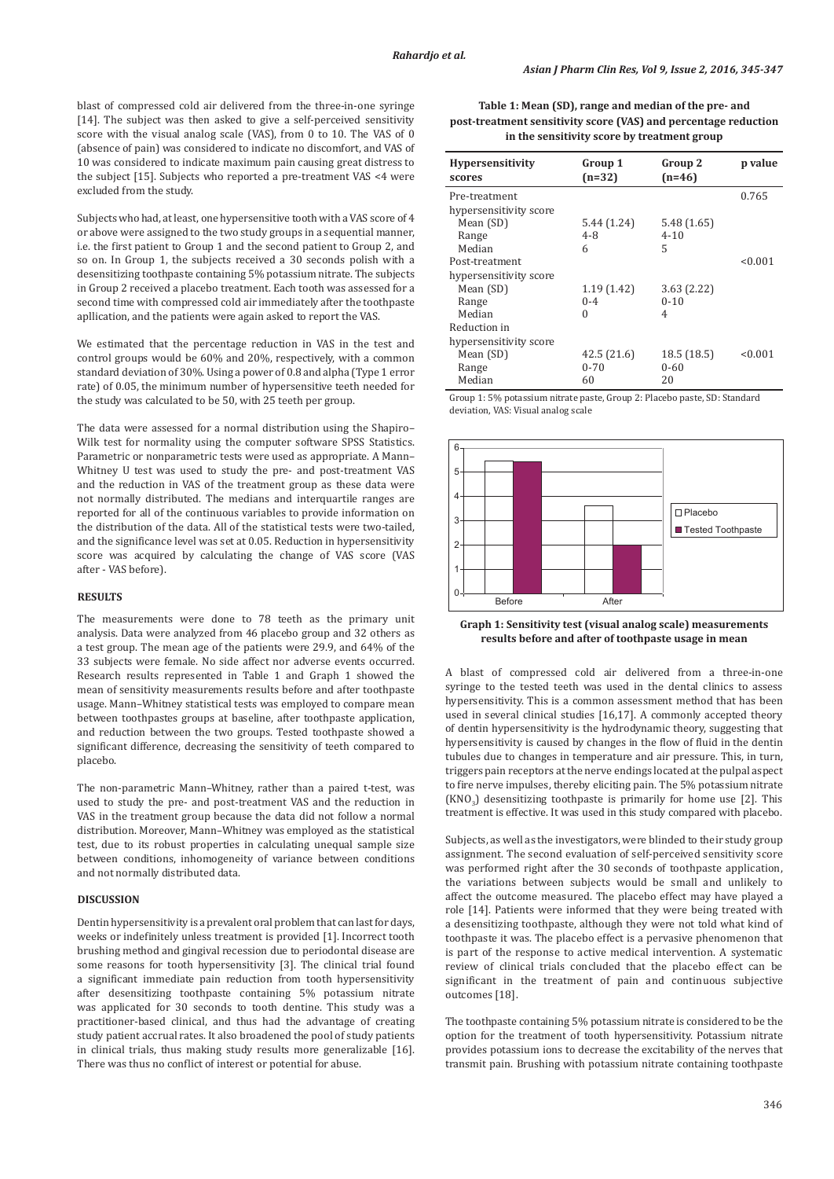blast of compressed cold air delivered from the three-in-one syringe [14]. The subject was then asked to give a self-perceived sensitivity score with the visual analog scale (VAS), from 0 to 10. The VAS of 0 (absence of pain) was considered to indicate no discomfort, and VAS of 10 was considered to indicate maximum pain causing great distress to the subject [15]. Subjects who reported a pre-treatment VAS <4 were excluded from the study.

Subjects who had, at least, one hypersensitive tooth with a VAS score of 4 or above were assigned to the two study groups in a sequential manner, i.e. the first patient to Group 1 and the second patient to Group 2, and so on. In Group 1, the subjects received a 30 seconds polish with a desensitizing toothpaste containing 5% potassium nitrate. The subjects in Group 2 received a placebo treatment. Each tooth was assessed for a second time with compressed cold air immediately after the toothpaste apllication, and the patients were again asked to report the VAS.

We estimated that the percentage reduction in VAS in the test and control groups would be 60% and 20%, respectively, with a common standard deviation of 30%. Using a power of 0.8 and alpha (Type 1 error rate) of 0.05, the minimum number of hypersensitive teeth needed for the study was calculated to be 50, with 25 teeth per group.

The data were assessed for a normal distribution using the Shapiro–Wilk test for normality using the computer software SPSS Statistics. Parametric or nonparametric tests were used as appropriate. A Mann–Whitney U test was used to study the pre- and post-treatment VAS and the reduction in VAS of the treatment group as these data were not normally distributed. The medians and interquartile ranges are reported for all of the continuous variables to provide information on the distribution of the data. All of the statistical tests were two-tailed, and the significance level was set at 0.05. Reduction in hypersensitivity score was acquired by calculating the change of VAS score (VAS after - VAS before).

## RESULTS

The measurements were done to 78 teeth as the primary unit analysis. Data were analyzed from 46 placebo group and 32 others as a test group. The mean age of the patients were 29.9, and 64% of the 33 subjects were female. No side affect nor adverse events occurred. Research results represented in Table 1 and Graph 1 showed the mean of sensitivity measurements results before and after toothpaste usage. Mann–Whitney statistical tests was employed to compare mean between toothpastes groups at baseline, after toothpaste application, and reduction between the two groups. Tested toothpaste showed a significant difference, decreasing the sensitivity of teeth compared to placebo.

The non-parametric Mann–Whitney, rather than a paired t-test, was used to study the pre- and post-treatment VAS and the reduction in VAS in the treatment group because the data did not follow a normal distribution. Moreover, Mann–Whitney was employed as the statistical test, due to its robust properties in calculating unequal sample size between conditions, inhomogeneity of variance between conditions and not normally distributed data.

**Table 1: Mean (SD), range and median of the pre- and post-treatment sensitivity score (VAS) and percentage reduction in the sensitivity score by treatment group**

| Hypersensitivity scores | Group 1 (n=32) | Group 2 (n=46) | p value |
|---|---|---|---|
| Pre-treatment hypersensitivity score | | | 0.765 |
| Mean (SD) | 5.44 (1.24) | 5.48 (1.65) | |
| Range | 4-8 | 4-10 | |
| Median | 6 | 5 | |
| Post-treatment hypersensitivity score | | | <0.001 |
| Mean (SD) | 1.19 (1.42) | 3.63 (2.22) | |
| Range | 0-4 | 0-10 | |
| Median | 0 | 4 | |
| Reduction in hypersensitivity score | | | |
| Mean (SD) | 42.5 (21.6) | 18.5 (18.5) | <0.001 |
| Range | 0-70 | 0-60 | |
| Median | 60 | 20 | |

Group 1: 5% potassium nitrate paste, Group 2: Placebo paste, SD: Standard deviation, VAS: Visual analog scale

**Graph 1: Sensitivity test (visual analog scale) measurements results before and after of toothpaste usage in mean**

## DISCUSSION

Dentin hypersensitivity is a prevalent oral problem that can last for days, weeks or indefinitely unless treatment is provided [1]. Incorrect tooth brushing method and gingival recession due to periodontal disease are some reasons for tooth hypersensitivity [3]. The clinical trial found a significant immediate pain reduction from tooth hypersensitivity after desensitizing toothpaste containing 5% potassium nitrate was applicated for 30 seconds to tooth dentine. This study was a practitioner-based clinical, and thus had the advantage of creating study patient accrual rates. It also broadened the pool of study patients in clinical trials, thus making study results more generalizable [16]. There was thus no conflict of interest or potential for abuse.

A blast of compressed cold air delivered from a three-in-one syringe to the tested teeth was used in the dental clinics to assess hypersensitivity. This is a common assessment method that has been used in several clinical studies [16,17]. A commonly accepted theory of dentin hypersensitivity is the hydrodynamic theory, suggesting that hypersensitivity is caused by changes in the flow of fluid in the dentin tubules due to changes in temperature and air pressure. This, in turn, triggers pain receptors at the nerve endings located at the pulpal aspect to fire nerve impulses, thereby eliciting pain. The 5% potassium nitrate ($KNO_3$) desensitizing toothpaste is primarily for home use [2]. This treatment is effective. It was used in this study compared with placebo.

Subjects, as well as the investigators, were blinded to their study group assignment. The second evaluation of self-perceived sensitivity score was performed right after the 30 seconds of toothpaste application, the variations between subjects would be small and unlikely to affect the outcome measured. The placebo effect may have played a role [14]. Patients were informed that they were being treated with a desensitizing toothpaste, although they were not told what kind of toothpaste it was. The placebo effect is a pervasive phenomenon that is part of the response to active medical intervention. A systematic review of clinical trials concluded that the placebo effect can be significant in the treatment of pain and continuous subjective outcomes [18].

The toothpaste containing 5% potassium nitrate is considered to be the option for the treatment of tooth hypersensitivity. Potassium nitrate provides potassium ions to decrease the excitability of the nerves that transmit pain. Brushing with potassium nitrate containing toothpaste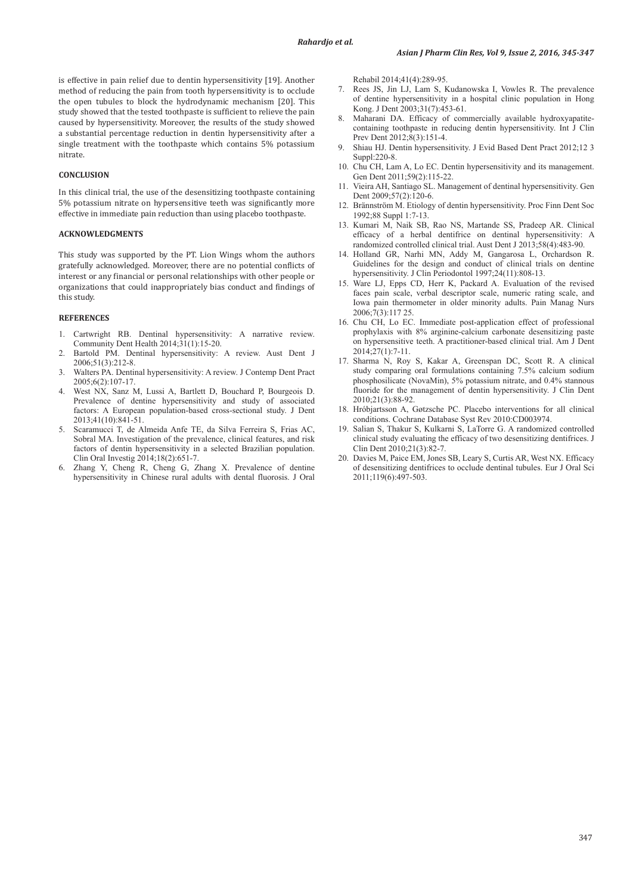is effective in pain relief due to dentin hypersensitivity [19]. Another method of reducing the pain from tooth hypersensitivity is to occlude the open tubules to block the hydrodynamic mechanism [20]. This study showed that the tested toothpaste is sufficient to relieve the pain caused by hypersensitivity. Moreover, the results of the study showed a substantial percentage reduction in dentin hypersensitivity after a single treatment with the toothpaste which contains 5% potassium nitrate.

## CONCLUSION

In this clinical trial, the use of the desensitizing toothpaste containing 5% potassium nitrate on hypersensitive teeth was significantly more effective in immediate pain reduction than using placebo toothpaste.

## ACKNOWLEDGMENTS

This study was supported by the PT. Lion Wings whom the authors gratefully acknowledged. Moreover, there are no potential conflicts of interest or any financial or personal relationships with other people or organizations that could inappropriately bias conduct and findings of this study.

## REFERENCES

1. Cartwright RB. Dentinal hypersensitivity: A narrative review. Community Dent Health 2014;31(1):15-20.
2. Bartold PM. Dentinal hypersensitivity: A review. Aust Dent J 2006;51(3):212-8.
3. Walters PA. Dentinal hypersensitivity: A review. J Contemp Dent Pract 2005;6(2):107-17.
4. West NX, Sanz M, Lussi A, Bartlett D, Bouchard P, Bourgeois D. Prevalence of dentine hypersensitivity and study of associated factors: A European population-based cross-sectional study. J Dent 2013;41(10):841-51.
5. Scaramucci T, de Almeida Anfe TE, da Silva Ferreira S, Frias AC, Sobral MA. Investigation of the prevalence, clinical features, and risk factors of dentin hypersensitivity in a selected Brazilian population. Clin Oral Investig 2014;18(2):651-7.
6. Zhang Y, Cheng R, Cheng G, Zhang X. Prevalence of dentine hypersensitivity in Chinese rural adults with dental fluorosis. J Oral Rehabil 2014;41(4):289-95.
7. Rees JS, Jin LJ, Lam S, Kudanowska I, Vowles R. The prevalence of dentine hypersensitivity in a hospital clinic population in Hong Kong. J Dent 2003;31(7):453-61.
8. Maharani DA. Efficacy of commercially available hydroxyapatite-containing toothpaste in reducing dentin hypersensitivity. Int J Clin Prev Dent 2012;8(3):151-4.
9. Shiau HJ. Dentin hypersensitivity. J Evid Based Dent Pract 2012;12 3 Suppl:220-8.
10. Chu CH, Lam A, Lo EC. Dentin hypersensitivity and its management. Gen Dent 2011;59(2):115-22.
11. Vieira AH, Santiago SL. Management of dentinal hypersensitivity. Gen Dent 2009;57(2):120-6.
12. Brännström M. Etiology of dentin hypersensitivity. Proc Finn Dent Soc 1992;88 Suppl 1:7-13.
13. Kumari M, Naik SB, Rao NS, Martande SS, Pradeep AR. Clinical efficacy of a herbal dentifrice on dentinal hypersensitivity: A randomized controlled clinical trial. Aust Dent J 2013;58(4):483-90.
14. Holland GR, Narhi MN, Addy M, Gangarosa L, Orchardson R. Guidelines for the design and conduct of clinical trials on dentine hypersensitivity. J Clin Periodontol 1997;24(11):808-13.
15. Ware LJ, Epps CD, Herr K, Packard A. Evaluation of the revised faces pain scale, verbal descriptor scale, numeric rating scale, and Iowa pain thermometer in older minority adults. Pain Manag Nurs 2006;7(3):117 25.
16. Chu CH, Lo EC. Immediate post-application effect of professional prophylaxis with 8% arginine-calcium carbonate desensitizing paste on hypersensitive teeth. A practitioner-based clinical trial. Am J Dent 2014;27(1):7-11.
17. Sharma N, Roy S, Kakar A, Greenspan DC, Scott R. A clinical study comparing oral formulations containing 7.5% calcium sodium phosphosilicate (NovaMin), 5% potassium nitrate, and 0.4% stannous fluoride for the management of dentin hypersensitivity. J Clin Dent 2010;21(3):88-92.
18. Hróbjartsson A, Gøtzsche PC. Placebo interventions for all clinical conditions. Cochrane Database Syst Rev 2010:CD003974.
19. Salian S, Thakur S, Kulkarni S, LaTorre G. A randomized controlled clinical study evaluating the efficacy of two desensitizing dentifrices. J Clin Dent 2010;21(3):82-7.
20. Davies M, Paice EM, Jones SB, Leary S, Curtis AR, West NX. Efficacy of desensitizing dentifrices to occlude dentinal tubules. Eur J Oral Sci 2011;119(6):497-503.